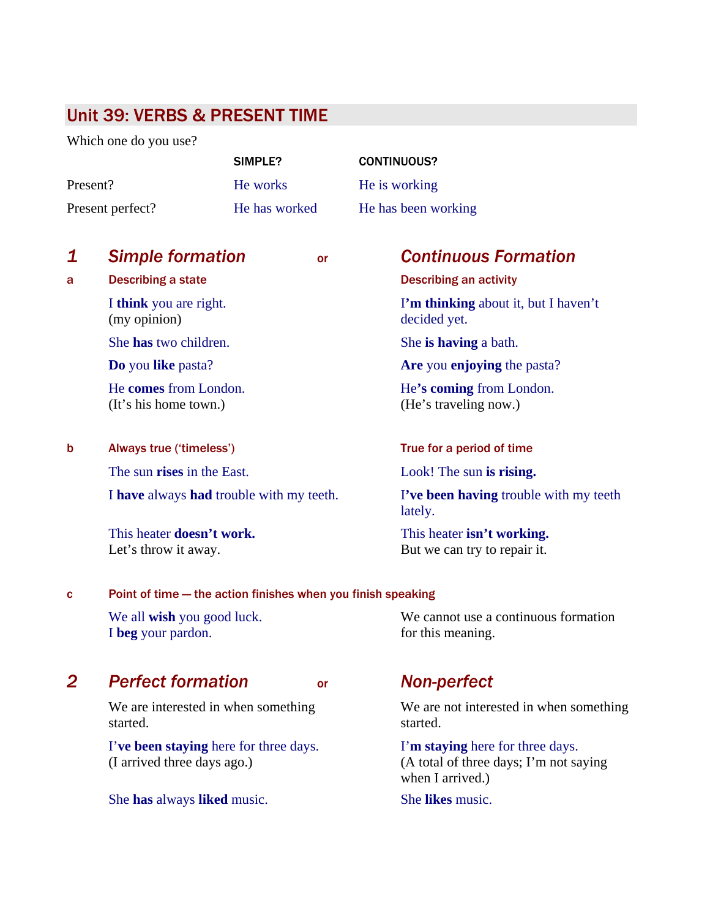# Unit 39: VERBS & PRESENT TIME

Which one do you use?

| | SIMPLE? | CONTINUOUS? |
|---|---|---|
| Present? | He works | He is working |
| Present perfect? | He has worked | He has been working |

## 1 *Simple formation* or *Continuous Formation*

| | *Simple formation* | *Continuous Formation* |
|---|---|---|
| **a** | **Describing a state** | **Describing an activity** |
| | I **think** you are right. (my opinion) | I'**m thinking** about it, but I haven't decided yet. |
| | She **has** two children. | She **is having** a bath. |
| | **Do** you **like** pasta? | **Are** you **enjoying** the pasta? |
| | He **comes** from London. (It's his home town.) | He'**s coming** from London. (He's traveling now.) |
| **b** | **Always true ('timeless')** | **True for a period of time** |
| | The sun **rises** in the East. | Look! The sun **is rising.** |
| | I **have** always **had** trouble with my teeth. | I'**ve been having** trouble with my teeth lately. |
| | This heater **doesn't work.** Let's throw it away. | This heater **isn't working.** But we can try to repair it. |
| **c** | **Point of time — the action finishes when you finish speaking** | |
| | We all **wish** you good luck. I **beg** your pardon. | We cannot use a continuous formation for this meaning. |

## 2 *Perfect formation* or *Non-perfect*

| *Perfect formation* | *Non-perfect* |
|---|---|
| We are interested in when something started. | We are not interested in when something started. |
| I'**ve been staying** here for three days. (I arrived three days ago.) | I'**m staying** here for three days. (A total of three days; I'm not saying when I arrived.) |
| She **has** always **liked** music. | She **likes** music. |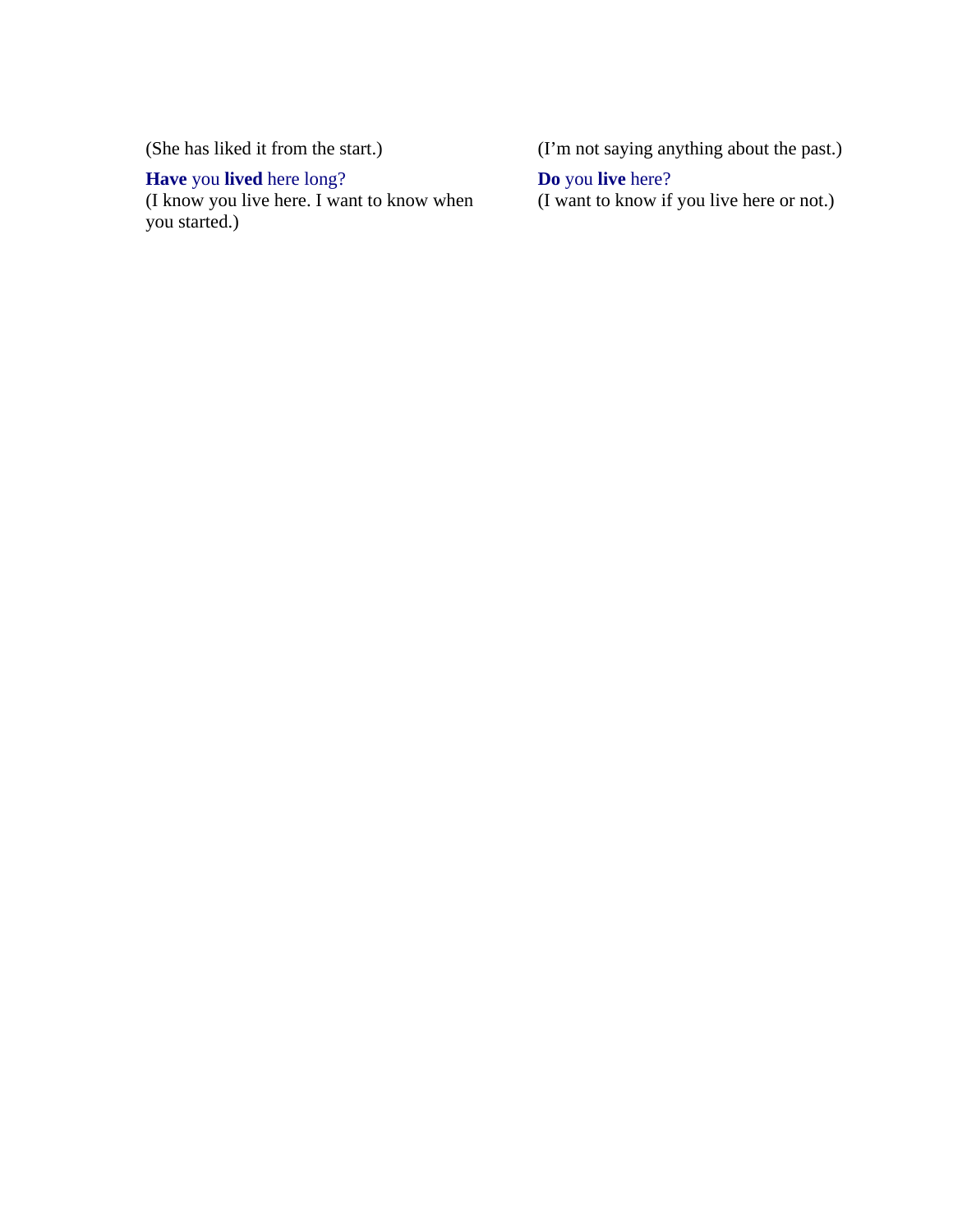(She has liked it from the start.)

**Have** you **lived** here long?
(I know you live here. I want to know when you started.)

(I'm not saying anything about the past.)

**Do** you **live** here?
(I want to know if you live here or not.)